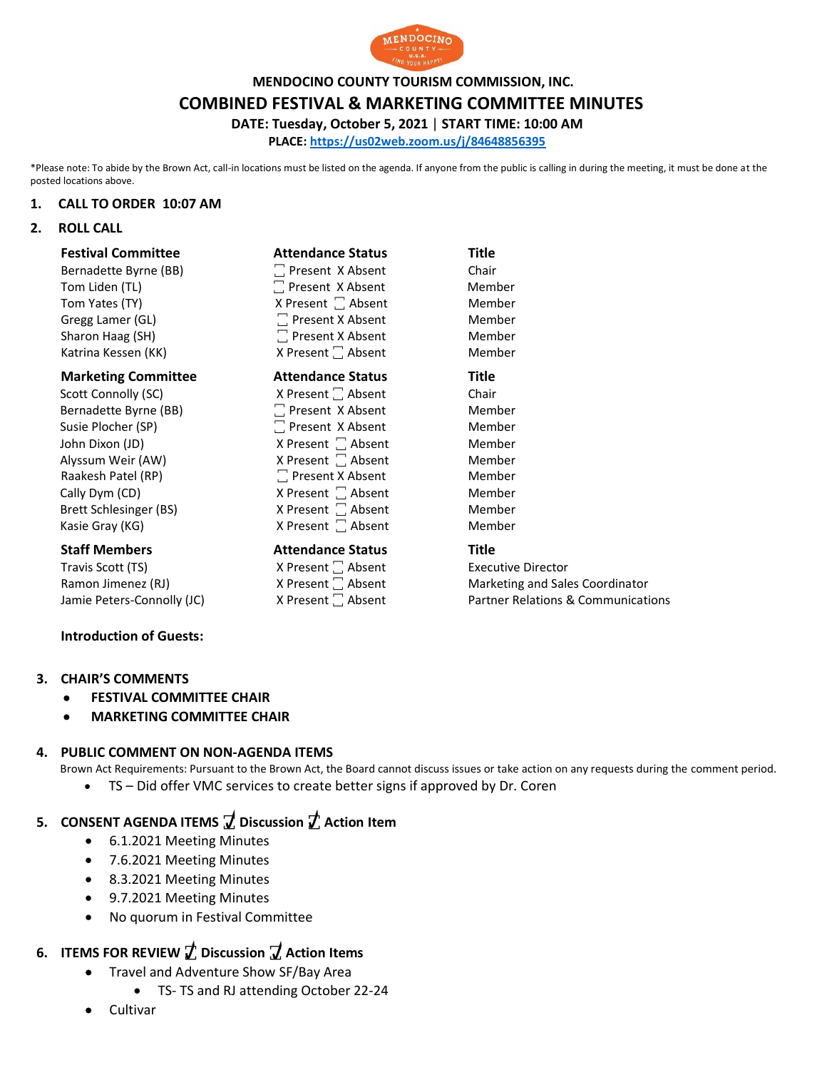# MENDOCINO COUNTY TOURISM COMMISSION, INC.

# COMBINED FESTIVAL & MARKETING COMMITTEE MINUTES

**DATE: Tuesday, October 5, 2021 | START TIME: 10:00 AM**

**PLACE: https://us02web.zoom.us/j/84648856395**

*Please note: To abide by the Brown Act, call-in locations must be listed on the agenda. If anyone from the public is calling in during the meeting, it must be done at the posted locations above.

## 1. CALL TO ORDER 10:07 AM

## 2. ROLL CALL

| Festival Committee | Attendance Status | Title |
|---|---|---|
| Bernadette Byrne (BB) | ☐ Present X Absent | Chair |
| Tom Liden (TL) | ☐ Present X Absent | Member |
| Tom Yates (TY) | X Present ☐ Absent | Member |
| Gregg Lamer (GL) | ☐ Present X Absent | Member |
| Sharon Haag (SH) | ☐ Present X Absent | Member |
| Katrina Kessen (KK) | X Present ☐ Absent | Member |

| Marketing Committee | Attendance Status | Title |
|---|---|---|
| Scott Connolly (SC) | X Present ☐ Absent | Chair |
| Bernadette Byrne (BB) | ☐ Present X Absent | Member |
| Susie Plocher (SP) | ☐ Present X Absent | Member |
| John Dixon (JD) | X Present ☐ Absent | Member |
| Alyssum Weir (AW) | X Present ☐ Absent | Member |
| Raakesh Patel (RP) | ☐ Present X Absent | Member |
| Cally Dym (CD) | X Present ☐ Absent | Member |
| Brett Schlesinger (BS) | X Present ☐ Absent | Member |
| Kasie Gray (KG) | X Present ☐ Absent | Member |

| Staff Members | Attendance Status | Title |
|---|---|---|
| Travis Scott (TS) | X Present ☐ Absent | Executive Director |
| Ramon Jimenez (RJ) | X Present ☐ Absent | Marketing and Sales Coordinator |
| Jamie Peters-Connolly (JC) | X Present ☐ Absent | Partner Relations & Communications |

**Introduction of Guests:**

## 3. CHAIR'S COMMENTS

- **FESTIVAL COMMITTEE CHAIR**
- **MARKETING COMMITTEE CHAIR**

## 4. PUBLIC COMMENT ON NON-AGENDA ITEMS

Brown Act Requirements: Pursuant to the Brown Act, the Board cannot discuss issues or take action on any requests during the comment period.

- TS – Did offer VMC services to create better signs if approved by Dr. Coren

## 5. CONSENT AGENDA ITEMS ☑ Discussion ☑ Action Item

- 6.1.2021 Meeting Minutes
- 7.6.2021 Meeting Minutes
- 8.3.2021 Meeting Minutes
- 9.7.2021 Meeting Minutes
- No quorum in Festival Committee

## 6. ITEMS FOR REVIEW ☑ Discussion ☑ Action Items

- Travel and Adventure Show SF/Bay Area
  - TS- TS and RJ attending October 22-24
- Cultivar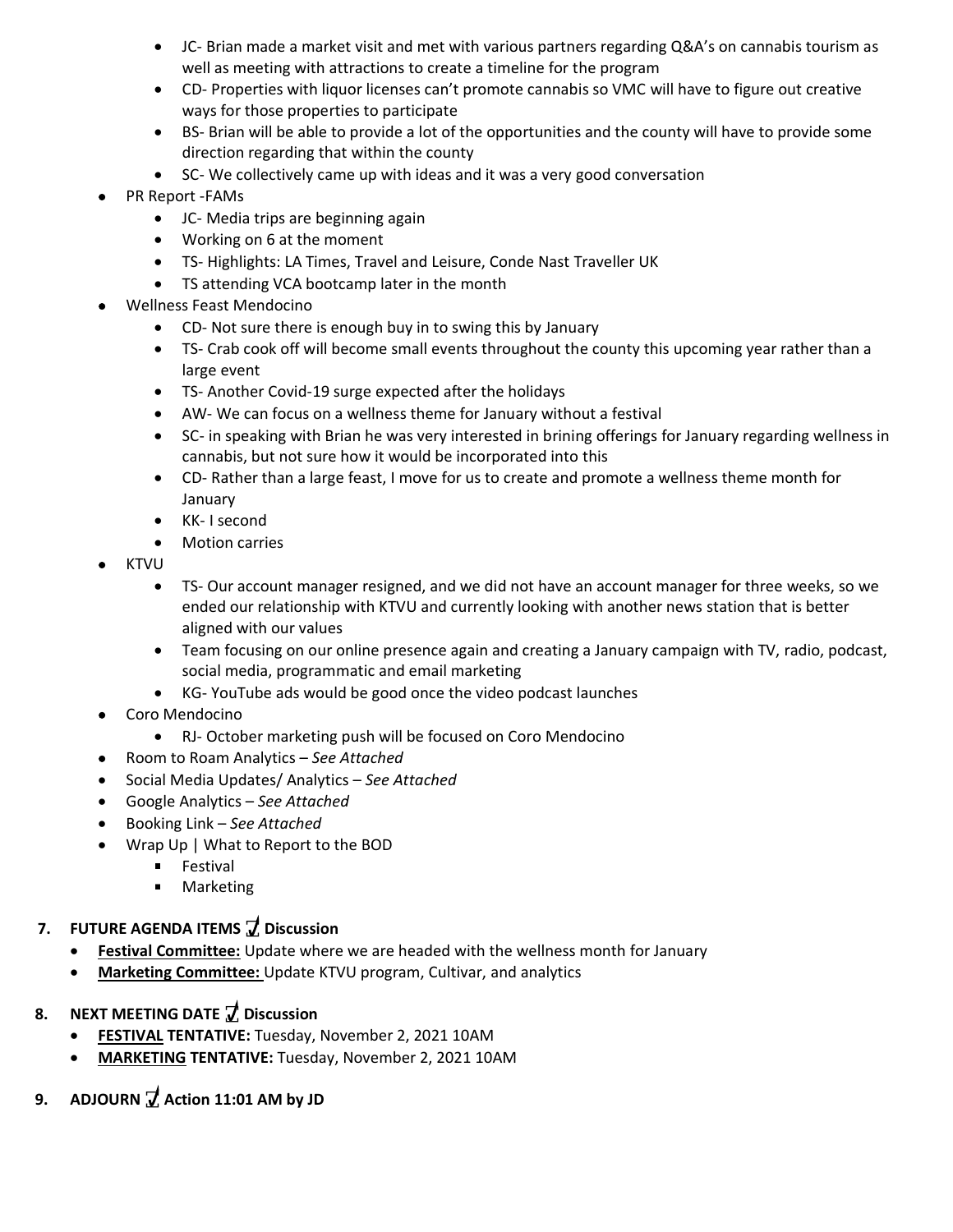- JC- Brian made a market visit and met with various partners regarding Q&A's on cannabis tourism as well as meeting with attractions to create a timeline for the program
  - CD- Properties with liquor licenses can't promote cannabis so VMC will have to figure out creative ways for those properties to participate
  - BS- Brian will be able to provide a lot of the opportunities and the county will have to provide some direction regarding that within the county
  - SC- We collectively came up with ideas and it was a very good conversation
- PR Report -FAMs
  - JC- Media trips are beginning again
  - Working on 6 at the moment
  - TS- Highlights: LA Times, Travel and Leisure, Conde Nast Traveller UK
  - TS attending VCA bootcamp later in the month
- Wellness Feast Mendocino
  - CD- Not sure there is enough buy in to swing this by January
  - TS- Crab cook off will become small events throughout the county this upcoming year rather than a large event
  - TS- Another Covid-19 surge expected after the holidays
  - AW- We can focus on a wellness theme for January without a festival
  - SC- in speaking with Brian he was very interested in brining offerings for January regarding wellness in cannabis, but not sure how it would be incorporated into this
  - CD- Rather than a large feast, I move for us to create and promote a wellness theme month for January
  - KK- I second
  - Motion carries
- KTVU
  - TS- Our account manager resigned, and we did not have an account manager for three weeks, so we ended our relationship with KTVU and currently looking with another news station that is better aligned with our values
  - Team focusing on our online presence again and creating a January campaign with TV, radio, podcast, social media, programmatic and email marketing
  - KG- YouTube ads would be good once the video podcast launches
- Coro Mendocino
  - RJ- October marketing push will be focused on Coro Mendocino
- Room to Roam Analytics – *See Attached*
- Social Media Updates/ Analytics – *See Attached*
- Google Analytics – *See Attached*
- Booking Link – *See Attached*
- Wrap Up | What to Report to the BOD
  - Festival
  - Marketing

**7. FUTURE AGENDA ITEMS ☑ Discussion**

- **Festival Committee:** Update where we are headed with the wellness month for January
- **Marketing Committee:** Update KTVU program, Cultivar, and analytics

**8. NEXT MEETING DATE ☑ Discussion**

- **FESTIVAL TENTATIVE:** Tuesday, November 2, 2021 10AM
- **MARKETING TENTATIVE:** Tuesday, November 2, 2021 10AM

**9. ADJOURN ☑ Action 11:01 AM by JD**